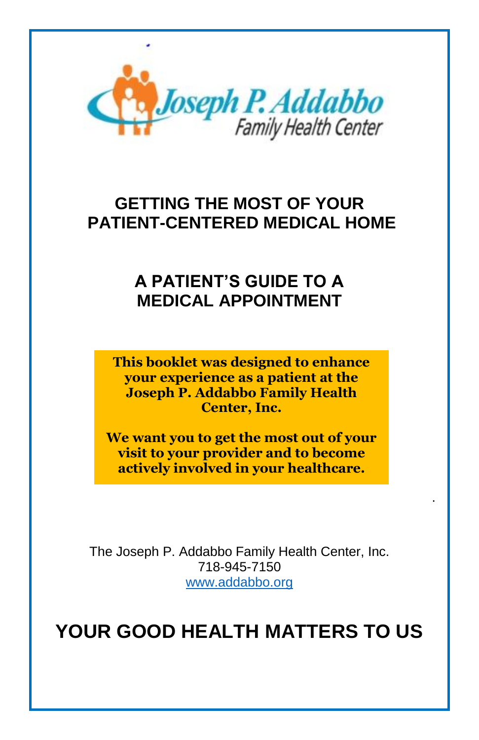Joseph P. Addabbo
Family Health Center

# GETTING THE MOST OF YOUR PATIENT-CENTERED MEDICAL HOME

## A PATIENT'S GUIDE TO A MEDICAL APPOINTMENT

**This booklet was designed to enhance your experience as a patient at the Joseph P. Addabbo Family Health Center, Inc.**

**We want you to get the most out of your visit to your provider and to become actively involved in your healthcare.**

The Joseph P. Addabbo Family Health Center, Inc.
718-945-7150
[www.addabbo.org](http://www.addabbo.org)

# YOUR GOOD HEALTH MATTERS TO US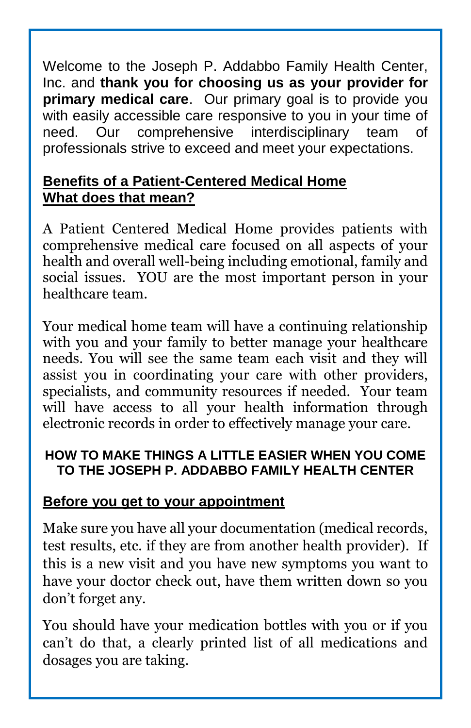Welcome to the Joseph P. Addabbo Family Health Center, Inc. and **thank you for choosing us as your provider for primary medical care**. Our primary goal is to provide you with easily accessible care responsive to you in your time of need. Our comprehensive interdisciplinary team of professionals strive to exceed and meet your expectations.

**Benefits of a Patient-Centered Medical Home**
**What does that mean?**

A Patient Centered Medical Home provides patients with comprehensive medical care focused on all aspects of your health and overall well-being including emotional, family and social issues. YOU are the most important person in your healthcare team.

Your medical home team will have a continuing relationship with you and your family to better manage your healthcare needs. You will see the same team each visit and they will assist you in coordinating your care with other providers, specialists, and community resources if needed. Your team will have access to all your health information through electronic records in order to effectively manage your care.

## HOW TO MAKE THINGS A LITTLE EASIER WHEN YOU COME TO THE JOSEPH P. ADDABBO FAMILY HEALTH CENTER

**Before you get to your appointment**

Make sure you have all your documentation (medical records, test results, etc. if they are from another health provider). If this is a new visit and you have new symptoms you want to have your doctor check out, have them written down so you don't forget any.

You should have your medication bottles with you or if you can't do that, a clearly printed list of all medications and dosages you are taking.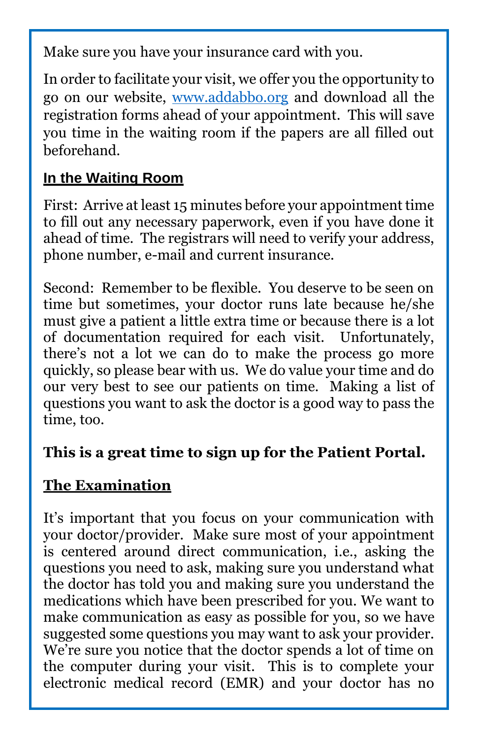Make sure you have your insurance card with you.

In order to facilitate your visit, we offer you the opportunity to go on our website, [www.addabbo.org](http://www.addabbo.org) and download all the registration forms ahead of your appointment. This will save you time in the waiting room if the papers are all filled out beforehand.

## In the Waiting Room

First: Arrive at least 15 minutes before your appointment time to fill out any necessary paperwork, even if you have done it ahead of time. The registrars will need to verify your address, phone number, e-mail and current insurance.

Second: Remember to be flexible. You deserve to be seen on time but sometimes, your doctor runs late because he/she must give a patient a little extra time or because there is a lot of documentation required for each visit. Unfortunately, there's not a lot we can do to make the process go more quickly, so please bear with us. We do value your time and do our very best to see our patients on time. Making a list of questions you want to ask the doctor is a good way to pass the time, too.

**This is a great time to sign up for the Patient Portal.**

## The Examination

It's important that you focus on your communication with your doctor/provider. Make sure most of your appointment is centered around direct communication, i.e., asking the questions you need to ask, making sure you understand what the doctor has told you and making sure you understand the medications which have been prescribed for you. We want to make communication as easy as possible for you, so we have suggested some questions you may want to ask your provider. We're sure you notice that the doctor spends a lot of time on the computer during your visit. This is to complete your electronic medical record (EMR) and your doctor has no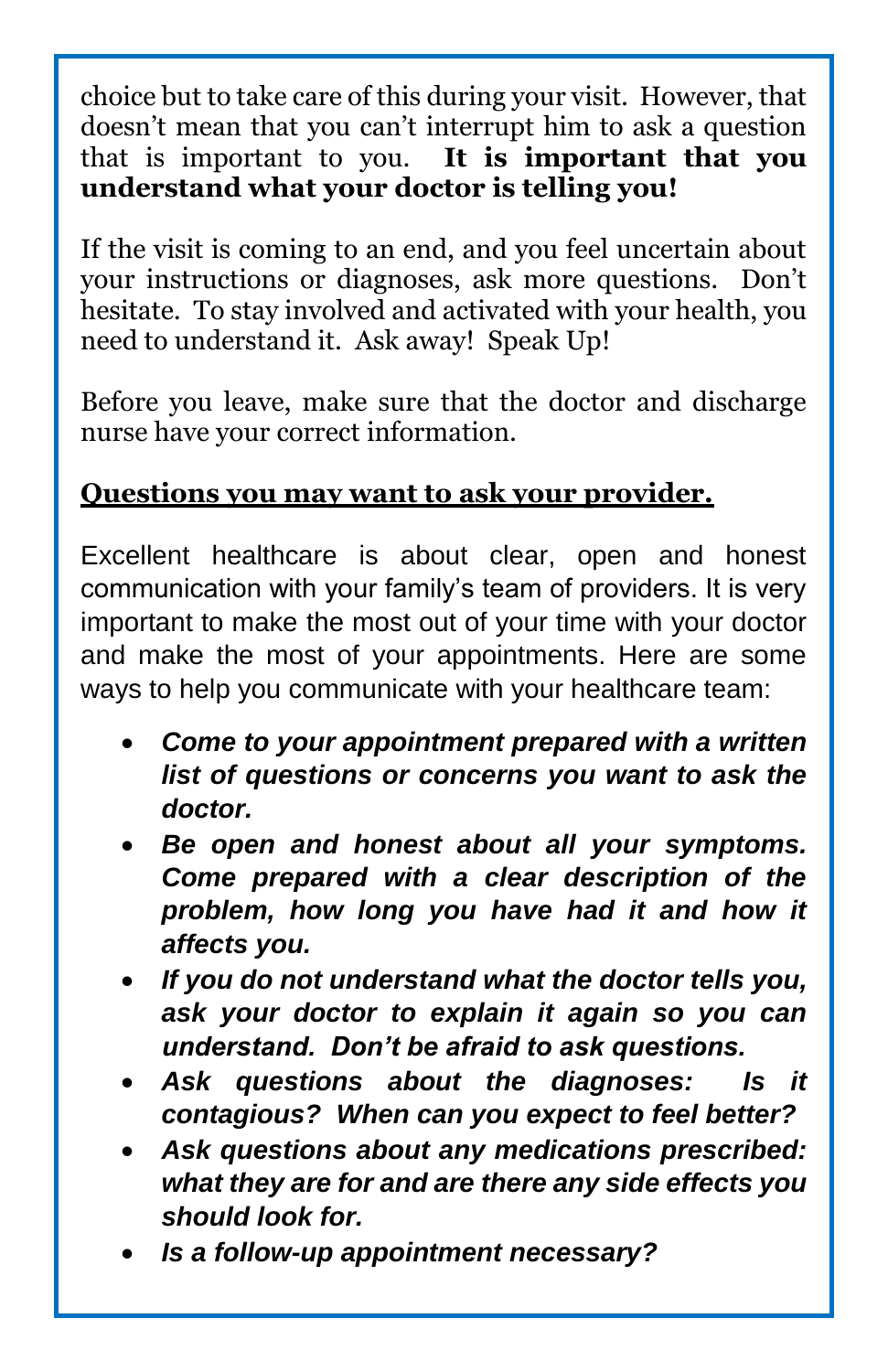choice but to take care of this during your visit. However, that doesn't mean that you can't interrupt him to ask a question that is important to you. **It is important that you understand what your doctor is telling you!**

If the visit is coming to an end, and you feel uncertain about your instructions or diagnoses, ask more questions. Don't hesitate. To stay involved and activated with your health, you need to understand it. Ask away! Speak Up!

Before you leave, make sure that the doctor and discharge nurse have your correct information.

## Questions you may want to ask your provider.

Excellent healthcare is about clear, open and honest communication with your family's team of providers. It is very important to make the most out of your time with your doctor and make the most of your appointments. Here are some ways to help you communicate with your healthcare team:

- ***Come to your appointment prepared with a written list of questions or concerns you want to ask the doctor.***
- ***Be open and honest about all your symptoms. Come prepared with a clear description of the problem, how long you have had it and how it affects you.***
- ***If you do not understand what the doctor tells you, ask your doctor to explain it again so you can understand. Don't be afraid to ask questions.***
- ***Ask questions about the diagnoses: Is it contagious? When can you expect to feel better?***
- ***Ask questions about any medications prescribed: what they are for and are there any side effects you should look for.***
- ***Is a follow-up appointment necessary?***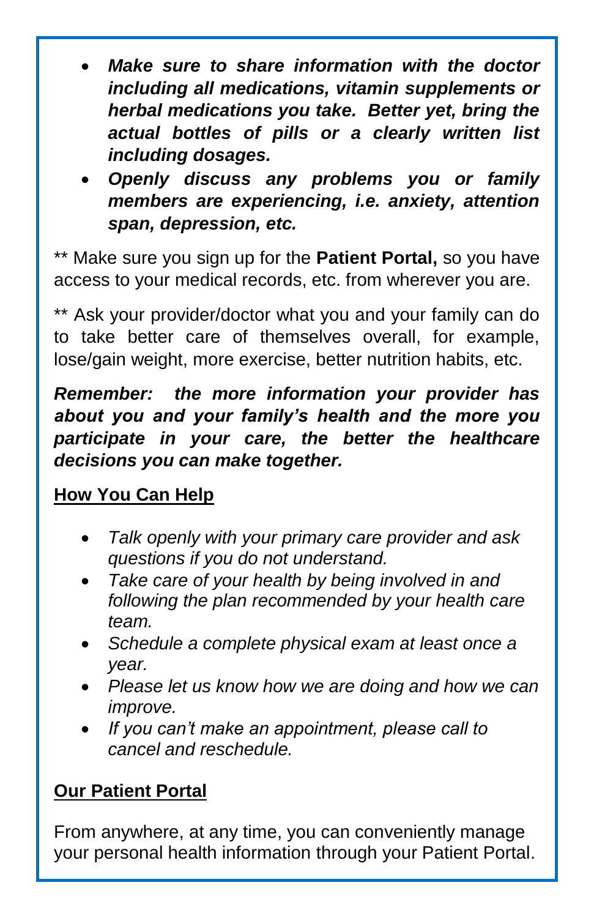- ***Make sure to share information with the doctor including all medications, vitamin supplements or herbal medications you take. Better yet, bring the actual bottles of pills or a clearly written list including dosages.***
- ***Openly discuss any problems you or family members are experiencing, i.e. anxiety, attention span, depression, etc.***

** Make sure you sign up for the **Patient Portal,** so you have access to your medical records, etc. from wherever you are.

** Ask your provider/doctor what you and your family can do to take better care of themselves overall, for example, lose/gain weight, more exercise, better nutrition habits, etc.

***Remember: the more information your provider has about you and your family's health and the more you participate in your care, the better the healthcare decisions you can make together.***

## How You Can Help

- *Talk openly with your primary care provider and ask questions if you do not understand.*
- *Take care of your health by being involved in and following the plan recommended by your health care team.*
- *Schedule a complete physical exam at least once a year.*
- *Please let us know how we are doing and how we can improve.*
- *If you can't make an appointment, please call to cancel and reschedule.*

## Our Patient Portal

From anywhere, at any time, you can conveniently manage your personal health information through your Patient Portal.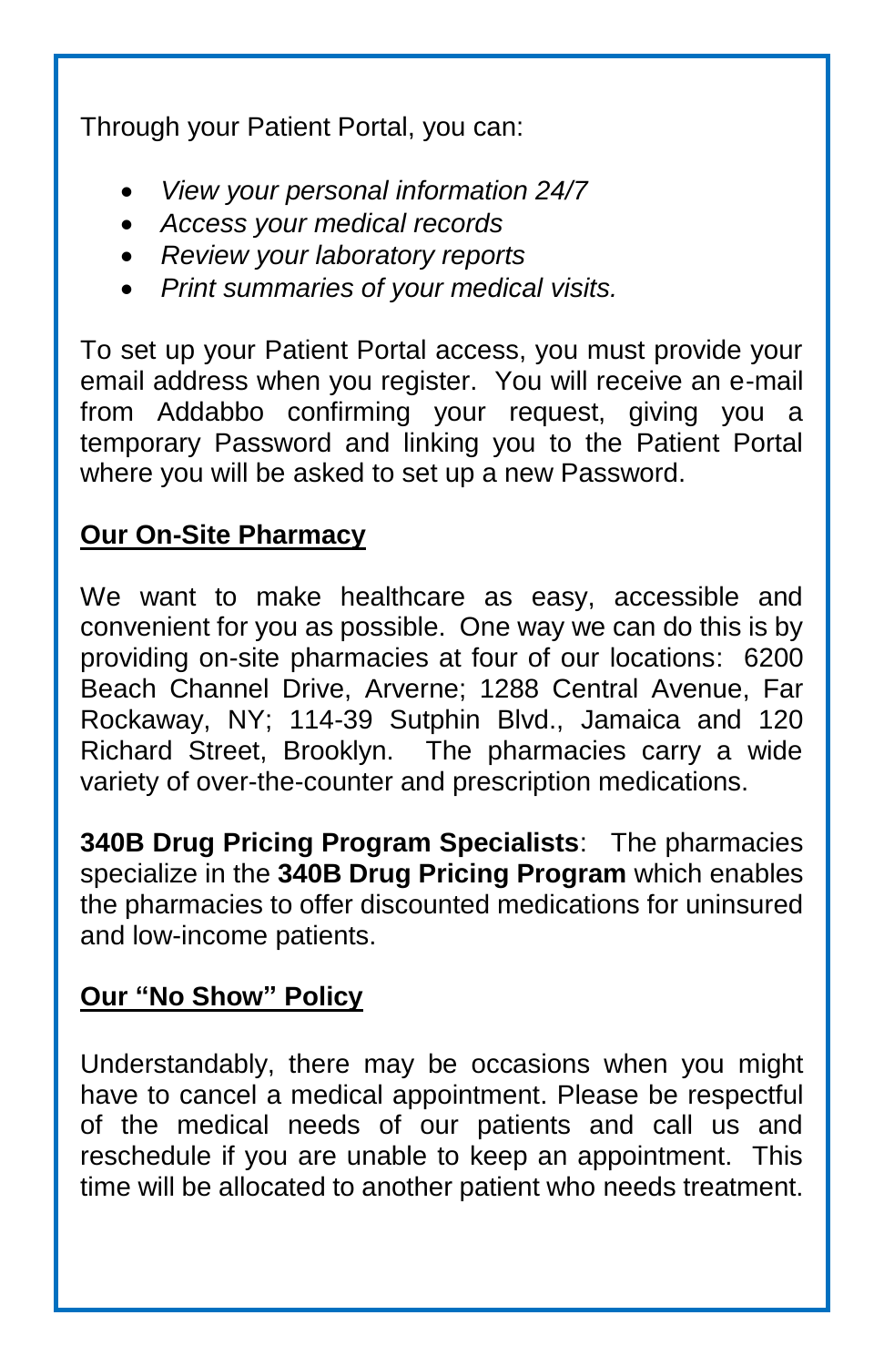Through your Patient Portal, you can:

- *View your personal information 24/7*
- *Access your medical records*
- *Review your laboratory reports*
- *Print summaries of your medical visits.*

To set up your Patient Portal access, you must provide your email address when you register. You will receive an e-mail from Addabbo confirming your request, giving you a temporary Password and linking you to the Patient Portal where you will be asked to set up a new Password.

## <u>Our On-Site Pharmacy</u>

We want to make healthcare as easy, accessible and convenient for you as possible. One way we can do this is by providing on-site pharmacies at four of our locations: 6200 Beach Channel Drive, Arverne; 1288 Central Avenue, Far Rockaway, NY; 114-39 Sutphin Blvd., Jamaica and 120 Richard Street, Brooklyn. The pharmacies carry a wide variety of over-the-counter and prescription medications.

**340B Drug Pricing Program Specialists**: The pharmacies specialize in the **340B Drug Pricing Program** which enables the pharmacies to offer discounted medications for uninsured and low-income patients.

## <u>Our "No Show" Policy</u>

Understandably, there may be occasions when you might have to cancel a medical appointment. Please be respectful of the medical needs of our patients and call us and reschedule if you are unable to keep an appointment. This time will be allocated to another patient who needs treatment.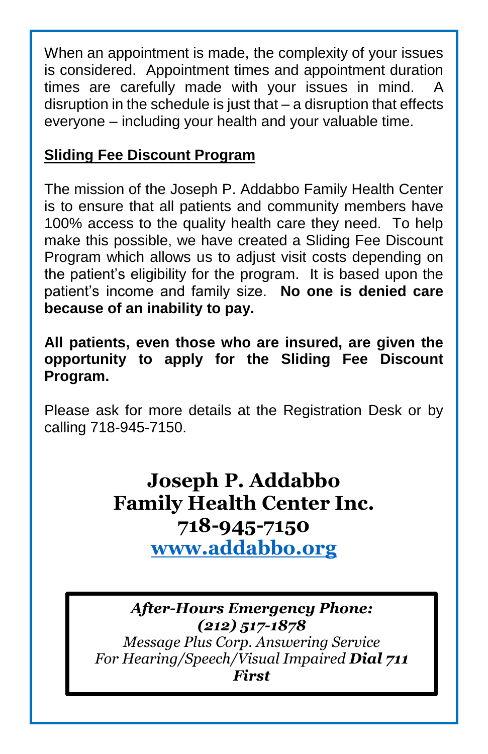When an appointment is made, the complexity of your issues is considered. Appointment times and appointment duration times are carefully made with your issues in mind. A disruption in the schedule is just that – a disruption that effects everyone – including your health and your valuable time.

## Sliding Fee Discount Program

The mission of the Joseph P. Addabbo Family Health Center is to ensure that all patients and community members have 100% access to the quality health care they need. To help make this possible, we have created a Sliding Fee Discount Program which allows us to adjust visit costs depending on the patient's eligibility for the program. It is based upon the patient's income and family size. **No one is denied care because of an inability to pay.**

**All patients, even those who are insured, are given the opportunity to apply for the Sliding Fee Discount Program.**

Please ask for more details at the Registration Desk or by calling 718-945-7150.

**Joseph P. Addabbo**
**Family Health Center Inc.**
**718-945-7150**
**[www.addabbo.org](http://www.addabbo.org)**

***After-Hours Emergency Phone:***
***(212) 517-1878***
*Message Plus Corp. Answering Service*
*For Hearing/Speech/Visual Impaired* ***Dial 711 First***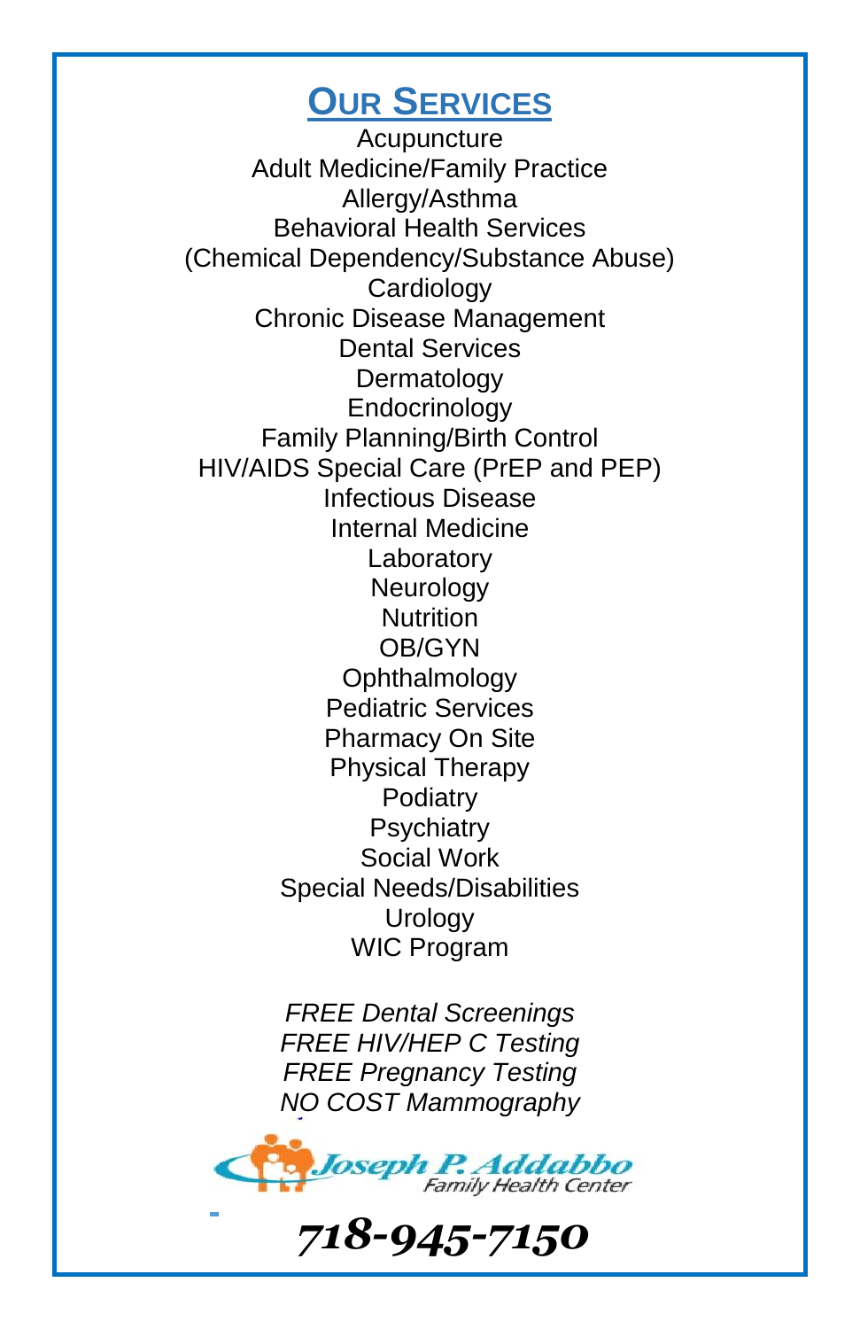## Our Services

Acupuncture
Adult Medicine/Family Practice
Allergy/Asthma
Behavioral Health Services
(Chemical Dependency/Substance Abuse)
Cardiology
Chronic Disease Management
Dental Services
Dermatology
Endocrinology
Family Planning/Birth Control
HIV/AIDS Special Care (PrEP and PEP)
Infectious Disease
Internal Medicine
Laboratory
Neurology
Nutrition
OB/GYN
Ophthalmology
Pediatric Services
Pharmacy On Site
Physical Therapy
Podiatry
Psychiatry
Social Work
Special Needs/Disabilities
Urology
WIC Program

*FREE Dental Screenings*
*FREE HIV/HEP C Testing*
*FREE Pregnancy Testing*
*NO COST Mammography*

Joseph P. Addabbo
Family Health Center

***718-945-7150***